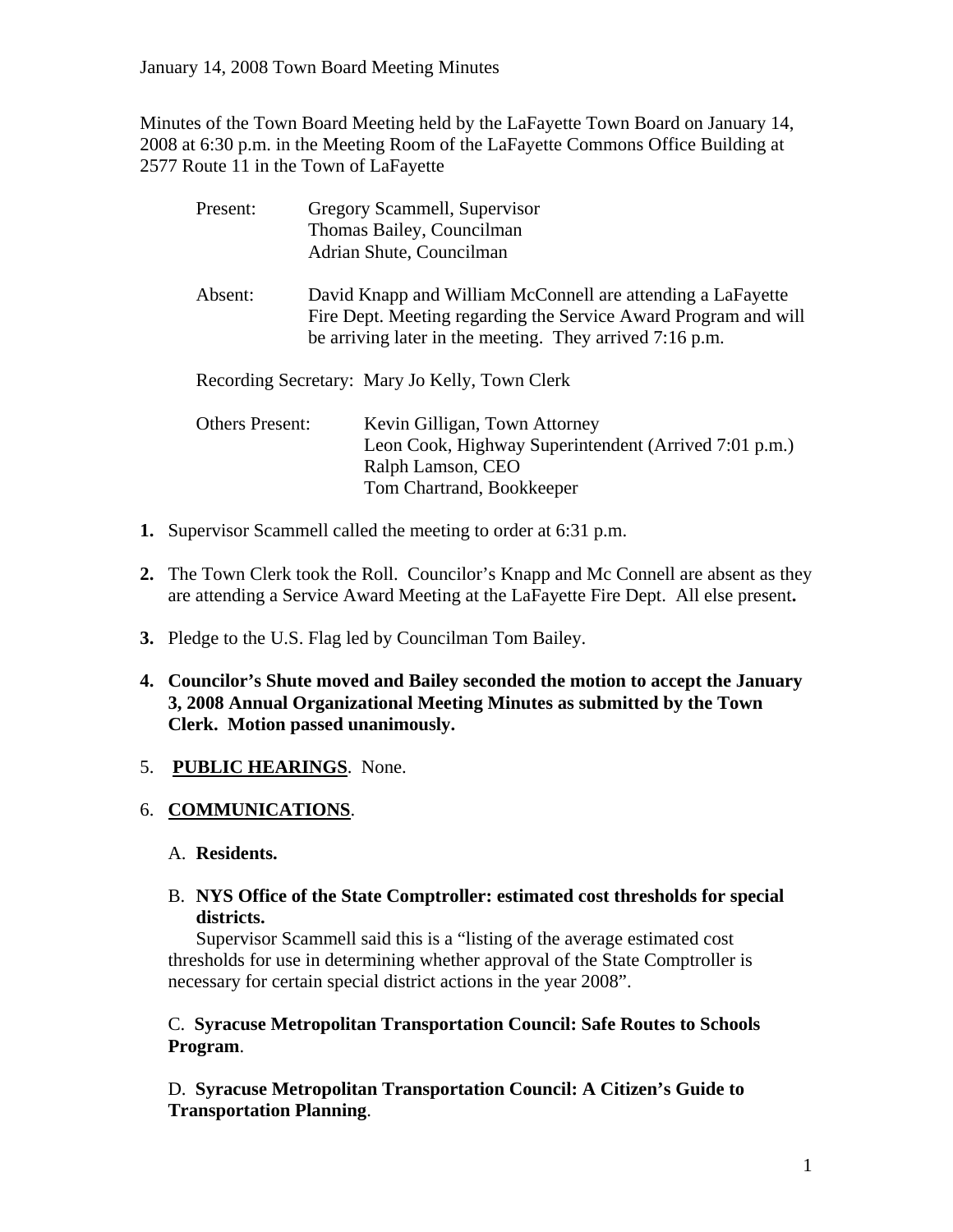January 14, 2008 Town Board Meeting Minutes

Minutes of the Town Board Meeting held by the LaFayette Town Board on January 14, 2008 at 6:30 p.m. in the Meeting Room of the LaFayette Commons Office Building at 2577 Route 11 in the Town of LaFayette

Present: Gregory Scammell, Supervisor
Thomas Bailey, Councilman
Adrian Shute, Councilman

Absent: David Knapp and William McConnell are attending a LaFayette Fire Dept. Meeting regarding the Service Award Program and will be arriving later in the meeting. They arrived 7:16 p.m.

Recording Secretary: Mary Jo Kelly, Town Clerk

Others Present: Kevin Gilligan, Town Attorney
Leon Cook, Highway Superintendent (Arrived 7:01 p.m.)
Ralph Lamson, CEO
Tom Chartrand, Bookkeeper

1. Supervisor Scammell called the meeting to order at 6:31 p.m.

2. The Town Clerk took the Roll. Councilor's Knapp and Mc Connell are absent as they are attending a Service Award Meeting at the LaFayette Fire Dept. All else present**.**

3. Pledge to the U.S. Flag led by Councilman Tom Bailey.

4. **Councilor's Shute moved and Bailey seconded the motion to accept the January 3, 2008 Annual Organizational Meeting Minutes as submitted by the Town Clerk. Motion passed unanimously.**

5. **PUBLIC HEARINGS**. None.

6. **COMMUNICATIONS**.

   A. **Residents.**

   B. **NYS Office of the State Comptroller: estimated cost thresholds for special districts.**
   Supervisor Scammell said this is a "listing of the average estimated cost thresholds for use in determining whether approval of the State Comptroller is necessary for certain special district actions in the year 2008".

   C. **Syracuse Metropolitan Transportation Council: Safe Routes to Schools Program**.

   D. **Syracuse Metropolitan Transportation Council: A Citizen's Guide to Transportation Planning**.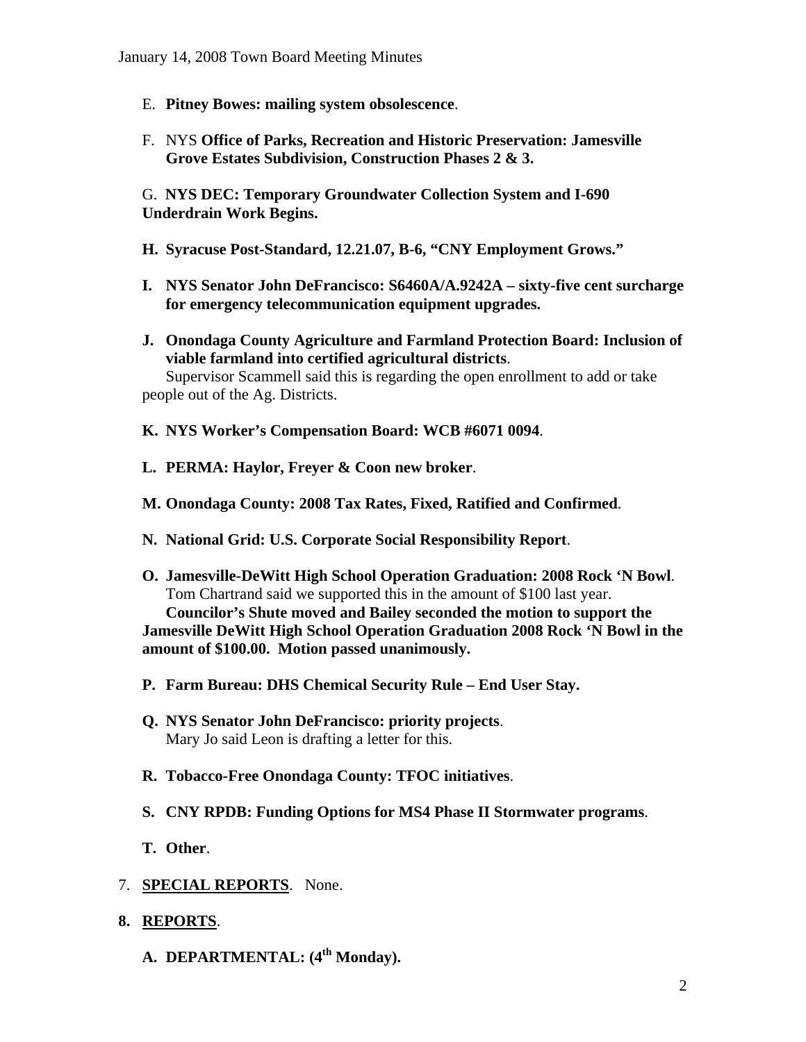E. **Pitney Bowes: mailing system obsolescence**.

F. NYS **Office of Parks, Recreation and Historic Preservation: Jamesville Grove Estates Subdivision, Construction Phases 2 & 3.**

G. **NYS DEC: Temporary Groundwater Collection System and I-690 Underdrain Work Begins.**

**H. Syracuse Post-Standard, 12.21.07, B-6, "CNY Employment Grows."**

**I. NYS Senator John DeFrancisco: S6460A/A.9242A – sixty-five cent surcharge for emergency telecommunication equipment upgrades.**

**J. Onondaga County Agriculture and Farmland Protection Board: Inclusion of viable farmland into certified agricultural districts**.
Supervisor Scammell said this is regarding the open enrollment to add or take people out of the Ag. Districts.

**K. NYS Worker's Compensation Board: WCB #6071 0094**.

**L. PERMA: Haylor, Freyer & Coon new broker**.

**M. Onondaga County: 2008 Tax Rates, Fixed, Ratified and Confirmed**.

**N. National Grid: U.S. Corporate Social Responsibility Report**.

**O. Jamesville-DeWitt High School Operation Graduation: 2008 Rock 'N Bowl**.
Tom Chartrand said we supported this in the amount of $100 last year.
**Councilor's Shute moved and Bailey seconded the motion to support the Jamesville DeWitt High School Operation Graduation 2008 Rock 'N Bowl in the amount of $100.00. Motion passed unanimously.**

**P. Farm Bureau: DHS Chemical Security Rule – End User Stay.**

**Q. NYS Senator John DeFrancisco: priority projects**.
Mary Jo said Leon is drafting a letter for this.

**R. Tobacco-Free Onondaga County: TFOC initiatives**.

**S. CNY RPDB: Funding Options for MS4 Phase II Stormwater programs**.

**T. Other**.

7. **SPECIAL REPORTS**. None.

**8. REPORTS**.

**A. DEPARTMENTAL: (4th Monday).**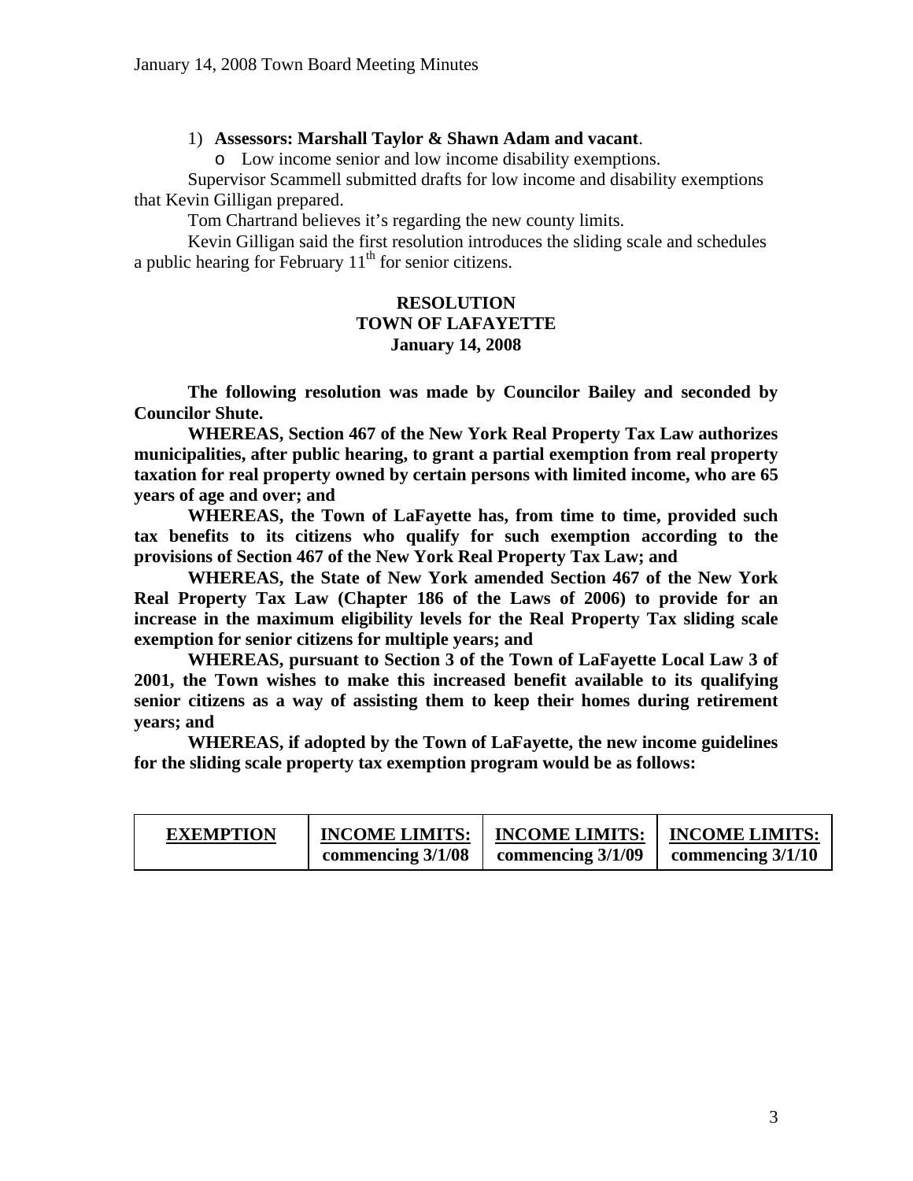1) **Assessors: Marshall Taylor & Shawn Adam and vacant**.
   - Low income senior and low income disability exemptions.

Supervisor Scammell submitted drafts for low income and disability exemptions that Kevin Gilligan prepared.

Tom Chartrand believes it's regarding the new county limits.

Kevin Gilligan said the first resolution introduces the sliding scale and schedules a public hearing for February 11th for senior citizens.

**RESOLUTION**
**TOWN OF LAFAYETTE**
**January 14, 2008**

**The following resolution was made by Councilor Bailey and seconded by Councilor Shute.**

**WHEREAS, Section 467 of the New York Real Property Tax Law authorizes municipalities, after public hearing, to grant a partial exemption from real property taxation for real property owned by certain persons with limited income, who are 65 years of age and over; and**

**WHEREAS, the Town of LaFayette has, from time to time, provided such tax benefits to its citizens who qualify for such exemption according to the provisions of Section 467 of the New York Real Property Tax Law; and**

**WHEREAS, the State of New York amended Section 467 of the New York Real Property Tax Law (Chapter 186 of the Laws of 2006) to provide for an increase in the maximum eligibility levels for the Real Property Tax sliding scale exemption for senior citizens for multiple years; and**

**WHEREAS, pursuant to Section 3 of the Town of LaFayette Local Law 3 of 2001, the Town wishes to make this increased benefit available to its qualifying senior citizens as a way of assisting them to keep their homes during retirement years; and**

**WHEREAS, if adopted by the Town of LaFayette, the new income guidelines for the sliding scale property tax exemption program would be as follows:**

| **EXEMPTION** | **INCOME LIMITS: commencing 3/1/08** | **INCOME LIMITS: commencing 3/1/09** | **INCOME LIMITS: commencing 3/1/10** |
|---|---|---|---|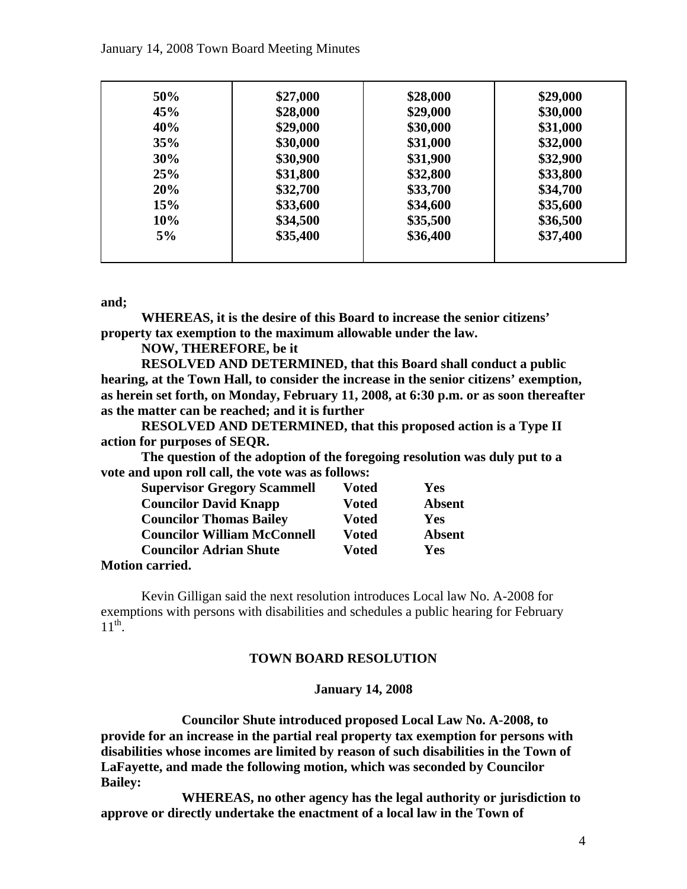| **50%** | **\$27,000** | **\$28,000** | **\$29,000** |
|---|---|---|---|
| **45%** | **\$28,000** | **\$29,000** | **\$30,000** |
| **40%** | **\$29,000** | **\$30,000** | **\$31,000** |
| **35%** | **\$30,000** | **\$31,000** | **\$32,000** |
| **30%** | **\$30,900** | **\$31,900** | **\$32,900** |
| **25%** | **\$31,800** | **\$32,800** | **\$33,800** |
| **20%** | **\$32,700** | **\$33,700** | **\$34,700** |
| **15%** | **\$33,600** | **\$34,600** | **\$35,600** |
| **10%** | **\$34,500** | **\$35,500** | **\$36,500** |
| **5%** | **\$35,400** | **\$36,400** | **\$37,400** |

**and;**

**WHEREAS, it is the desire of this Board to increase the senior citizens' property tax exemption to the maximum allowable under the law.**

**NOW, THEREFORE, be it**

**RESOLVED AND DETERMINED, that this Board shall conduct a public hearing, at the Town Hall, to consider the increase in the senior citizens' exemption, as herein set forth, on Monday, February 11, 2008, at 6:30 p.m. or as soon thereafter as the matter can be reached; and it is further**

**RESOLVED AND DETERMINED, that this proposed action is a Type II action for purposes of SEQR.**

**The question of the adoption of the foregoing resolution was duly put to a vote and upon roll call, the vote was as follows:**

| | | |
|---|---|---|
| **Supervisor Gregory Scammell** | **Voted** | **Yes** |
| **Councilor David Knapp** | **Voted** | **Absent** |
| **Councilor Thomas Bailey** | **Voted** | **Yes** |
| **Councilor William McConnell** | **Voted** | **Absent** |
| **Councilor Adrian Shute** | **Voted** | **Yes** |

**Motion carried.**

Kevin Gilligan said the next resolution introduces Local law No. A-2008 for exemptions with persons with disabilities and schedules a public hearing for February 11th.

**TOWN BOARD RESOLUTION**

**January 14, 2008**

**Councilor Shute introduced proposed Local Law No. A-2008, to provide for an increase in the partial real property tax exemption for persons with disabilities whose incomes are limited by reason of such disabilities in the Town of LaFayette, and made the following motion, which was seconded by Councilor Bailey:**

**WHEREAS, no other agency has the legal authority or jurisdiction to approve or directly undertake the enactment of a local law in the Town of**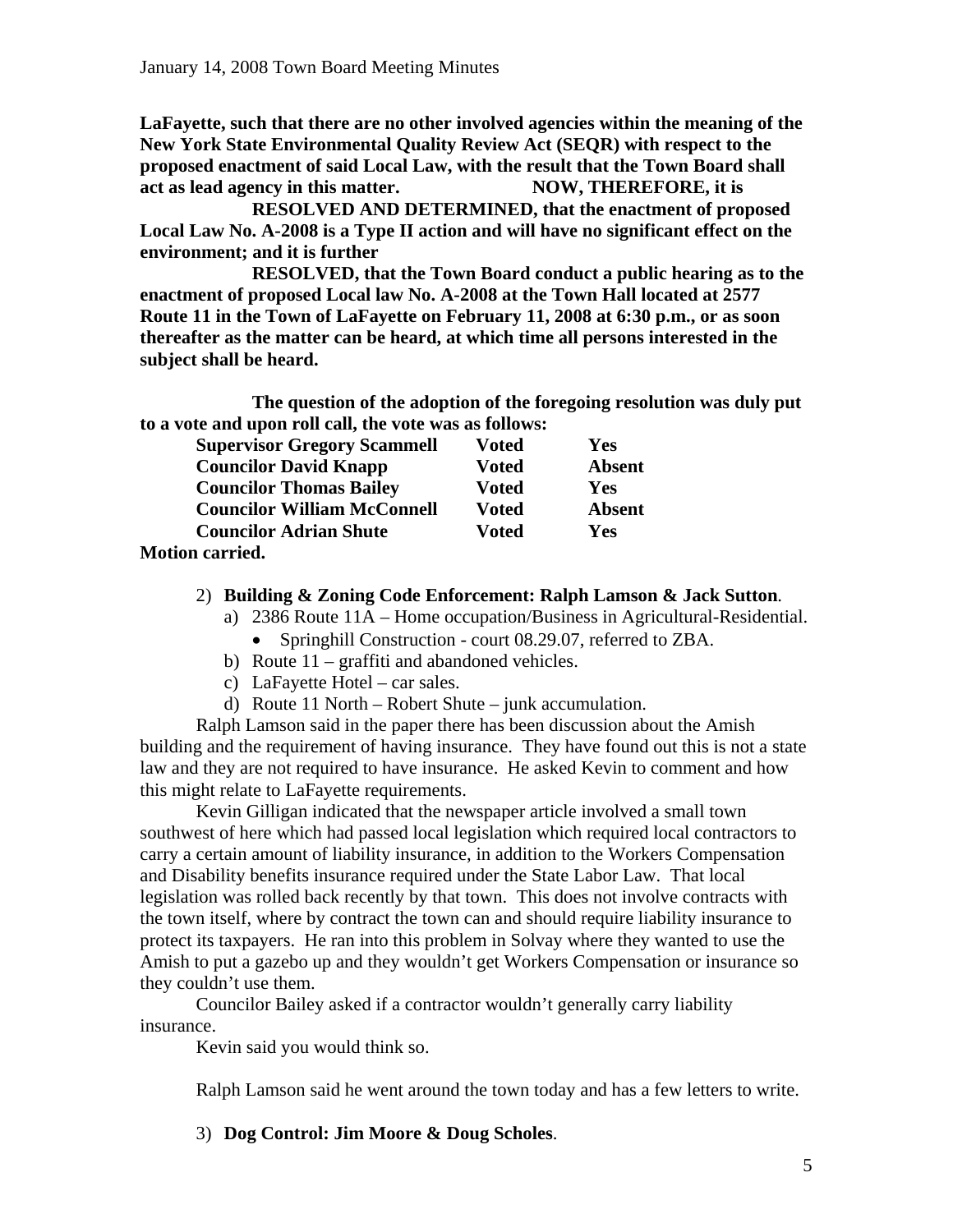**LaFayette, such that there are no other involved agencies within the meaning of the New York State Environmental Quality Review Act (SEQR) with respect to the proposed enactment of said Local Law, with the result that the Town Board shall act as lead agency in this matter. NOW, THEREFORE, it is**

**RESOLVED AND DETERMINED, that the enactment of proposed Local Law No. A-2008 is a Type II action and will have no significant effect on the environment; and it is further**

**RESOLVED, that the Town Board conduct a public hearing as to the enactment of proposed Local law No. A-2008 at the Town Hall located at 2577 Route 11 in the Town of LaFayette on February 11, 2008 at 6:30 p.m., or as soon thereafter as the matter can be heard, at which time all persons interested in the subject shall be heard.**

**The question of the adoption of the foregoing resolution was duly put to a vote and upon roll call, the vote was as follows:**

| | | |
|---|---|---|
| **Supervisor Gregory Scammell** | **Voted** | **Yes** |
| **Councilor David Knapp** | **Voted** | **Absent** |
| **Councilor Thomas Bailey** | **Voted** | **Yes** |
| **Councilor William McConnell** | **Voted** | **Absent** |
| **Councilor Adrian Shute** | **Voted** | **Yes** |

**Motion carried.**

2) **Building & Zoning Code Enforcement: Ralph Lamson & Jack Sutton**.
   a) 2386 Route 11A – Home occupation/Business in Agricultural-Residential.
      - Springhill Construction - court 08.29.07, referred to ZBA.
   b) Route 11 – graffiti and abandoned vehicles.
   c) LaFayette Hotel – car sales.
   d) Route 11 North – Robert Shute – junk accumulation.

Ralph Lamson said in the paper there has been discussion about the Amish building and the requirement of having insurance. They have found out this is not a state law and they are not required to have insurance. He asked Kevin to comment and how this might relate to LaFayette requirements.

Kevin Gilligan indicated that the newspaper article involved a small town southwest of here which had passed local legislation which required local contractors to carry a certain amount of liability insurance, in addition to the Workers Compensation and Disability benefits insurance required under the State Labor Law. That local legislation was rolled back recently by that town. This does not involve contracts with the town itself, where by contract the town can and should require liability insurance to protect its taxpayers. He ran into this problem in Solvay where they wanted to use the Amish to put a gazebo up and they wouldn't get Workers Compensation or insurance so they couldn't use them.

Councilor Bailey asked if a contractor wouldn't generally carry liability insurance.

Kevin said you would think so.

Ralph Lamson said he went around the town today and has a few letters to write.

3) **Dog Control: Jim Moore & Doug Scholes**.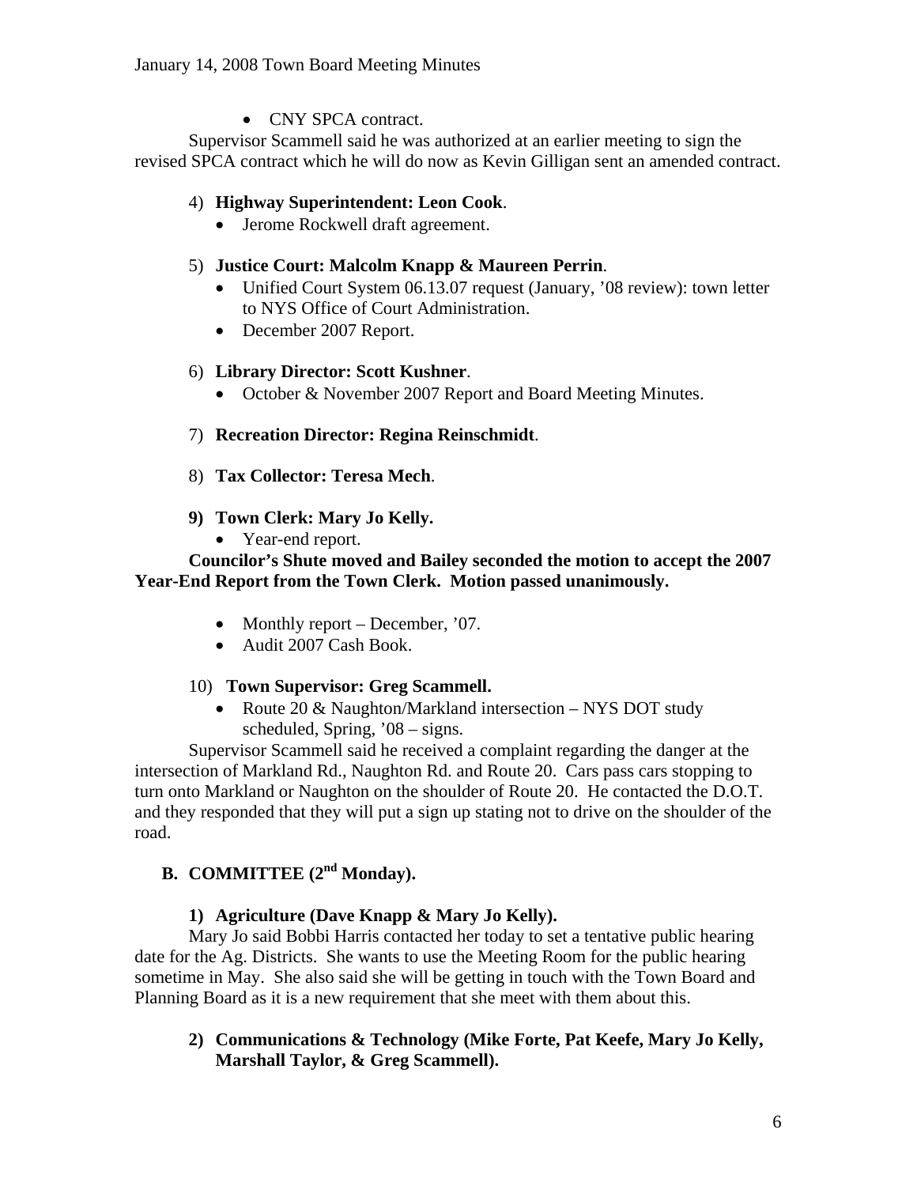- CNY SPCA contract.

Supervisor Scammell said he was authorized at an earlier meeting to sign the revised SPCA contract which he will do now as Kevin Gilligan sent an amended contract.

4) **Highway Superintendent: Leon Cook**.
   - Jerome Rockwell draft agreement.

5) **Justice Court: Malcolm Knapp & Maureen Perrin**.
   - Unified Court System 06.13.07 request (January, '08 review): town letter to NYS Office of Court Administration.
   - December 2007 Report.

6) **Library Director: Scott Kushner**.
   - October & November 2007 Report and Board Meeting Minutes.

7) **Recreation Director: Regina Reinschmidt**.

8) **Tax Collector: Teresa Mech**.

9) **Town Clerk: Mary Jo Kelly.**
   - Year-end report.

**Councilor's Shute moved and Bailey seconded the motion to accept the 2007 Year-End Report from the Town Clerk. Motion passed unanimously.**

- Monthly report – December, '07.
- Audit 2007 Cash Book.

10) **Town Supervisor: Greg Scammell.**
    - Route 20 & Naughton/Markland intersection – NYS DOT study scheduled, Spring, '08 – signs.

Supervisor Scammell said he received a complaint regarding the danger at the intersection of Markland Rd., Naughton Rd. and Route 20. Cars pass cars stopping to turn onto Markland or Naughton on the shoulder of Route 20. He contacted the D.O.T. and they responded that they will put a sign up stating not to drive on the shoulder of the road.

## B. COMMITTEE (2nd Monday).

### 1) Agriculture (Dave Knapp & Mary Jo Kelly).

Mary Jo said Bobbi Harris contacted her today to set a tentative public hearing date for the Ag. Districts. She wants to use the Meeting Room for the public hearing sometime in May. She also said she will be getting in touch with the Town Board and Planning Board as it is a new requirement that she meet with them about this.

### 2) Communications & Technology (Mike Forte, Pat Keefe, Mary Jo Kelly, Marshall Taylor, & Greg Scammell).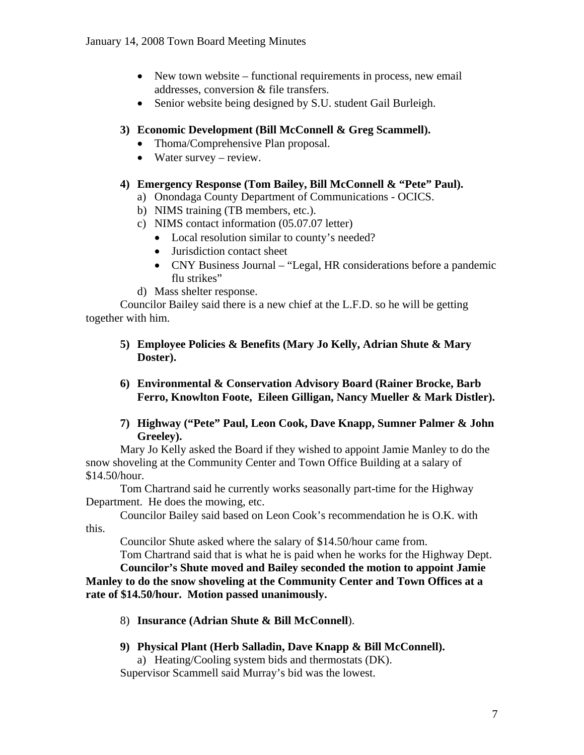- New town website – functional requirements in process, new email addresses, conversion & file transfers.
- Senior website being designed by S.U. student Gail Burleigh.

**3) Economic Development (Bill McConnell & Greg Scammell).**

- Thoma/Comprehensive Plan proposal.
- Water survey – review.

**4) Emergency Response (Tom Bailey, Bill McConnell & "Pete" Paul).**

a) Onondaga County Department of Communications - OCICS.
b) NIMS training (TB members, etc.).
c) NIMS contact information (05.07.07 letter)
- Local resolution similar to county's needed?
- Jurisdiction contact sheet
- CNY Business Journal – "Legal, HR considerations before a pandemic flu strikes"

d) Mass shelter response.

Councilor Bailey said there is a new chief at the L.F.D. so he will be getting together with him.

**5) Employee Policies & Benefits (Mary Jo Kelly, Adrian Shute & Mary Doster).**

**6) Environmental & Conservation Advisory Board (Rainer Brocke, Barb Ferro, Knowlton Foote, Eileen Gilligan, Nancy Mueller & Mark Distler).**

**7) Highway ("Pete" Paul, Leon Cook, Dave Knapp, Sumner Palmer & John Greeley).**

Mary Jo Kelly asked the Board if they wished to appoint Jamie Manley to do the snow shoveling at the Community Center and Town Office Building at a salary of $14.50/hour.

Tom Chartrand said he currently works seasonally part-time for the Highway Department. He does the mowing, etc.

Councilor Bailey said based on Leon Cook's recommendation he is O.K. with this.

Councilor Shute asked where the salary of $14.50/hour came from.

Tom Chartrand said that is what he is paid when he works for the Highway Dept.

**Councilor's Shute moved and Bailey seconded the motion to appoint Jamie Manley to do the snow shoveling at the Community Center and Town Offices at a rate of $14.50/hour. Motion passed unanimously.**

8) **Insurance (Adrian Shute & Bill McConnell**).

**9) Physical Plant (Herb Salladin, Dave Knapp & Bill McConnell).**

a) Heating/Cooling system bids and thermostats (DK).

Supervisor Scammell said Murray's bid was the lowest.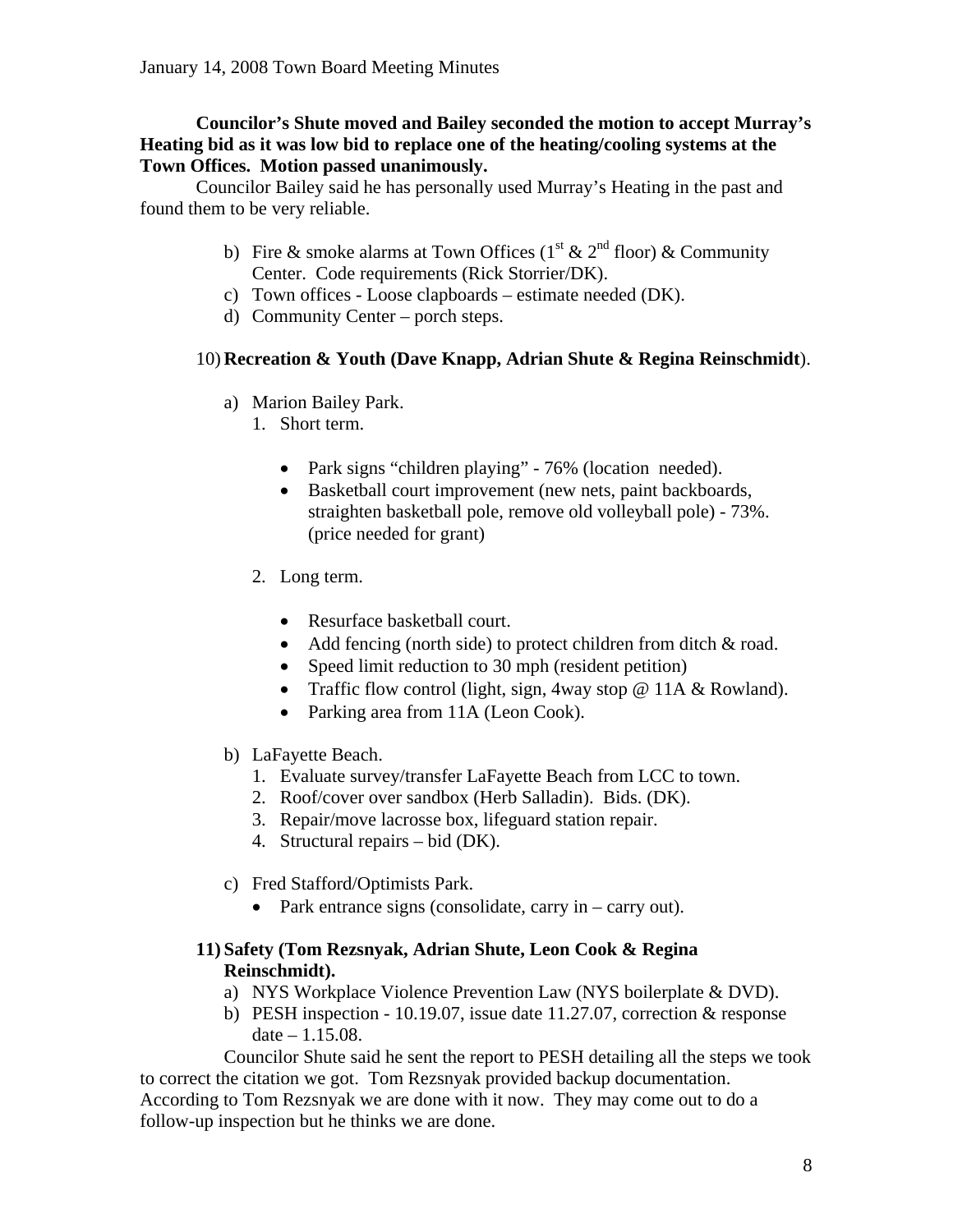**Councilor's Shute moved and Bailey seconded the motion to accept Murray's Heating bid as it was low bid to replace one of the heating/cooling systems at the Town Offices. Motion passed unanimously.**

Councilor Bailey said he has personally used Murray's Heating in the past and found them to be very reliable.

b) Fire & smoke alarms at Town Offices (1st & 2nd floor) & Community Center. Code requirements (Rick Storrier/DK).
c) Town offices - Loose clapboards – estimate needed (DK).
d) Community Center – porch steps.

10) **Recreation & Youth (Dave Knapp, Adrian Shute & Regina Reinschmidt)**.

a) Marion Bailey Park.
   1. Short term.
      - Park signs "children playing" - 76% (location needed).
      - Basketball court improvement (new nets, paint backboards, straighten basketball pole, remove old volleyball pole) - 73%. (price needed for grant)
   2. Long term.
      - Resurface basketball court.
      - Add fencing (north side) to protect children from ditch & road.
      - Speed limit reduction to 30 mph (resident petition)
      - Traffic flow control (light, sign, 4way stop @ 11A & Rowland).
      - Parking area from 11A (Leon Cook).

b) LaFayette Beach.
   1. Evaluate survey/transfer LaFayette Beach from LCC to town.
   2. Roof/cover over sandbox (Herb Salladin). Bids. (DK).
   3. Repair/move lacrosse box, lifeguard station repair.
   4. Structural repairs – bid (DK).

c) Fred Stafford/Optimists Park.
   - Park entrance signs (consolidate, carry in – carry out).

**11) Safety (Tom Rezsnyak, Adrian Shute, Leon Cook & Regina Reinschmidt).**

a) NYS Workplace Violence Prevention Law (NYS boilerplate & DVD).
b) PESH inspection - 10.19.07, issue date 11.27.07, correction & response date – 1.15.08.

Councilor Shute said he sent the report to PESH detailing all the steps we took to correct the citation we got. Tom Rezsnyak provided backup documentation. According to Tom Rezsnyak we are done with it now. They may come out to do a follow-up inspection but he thinks we are done.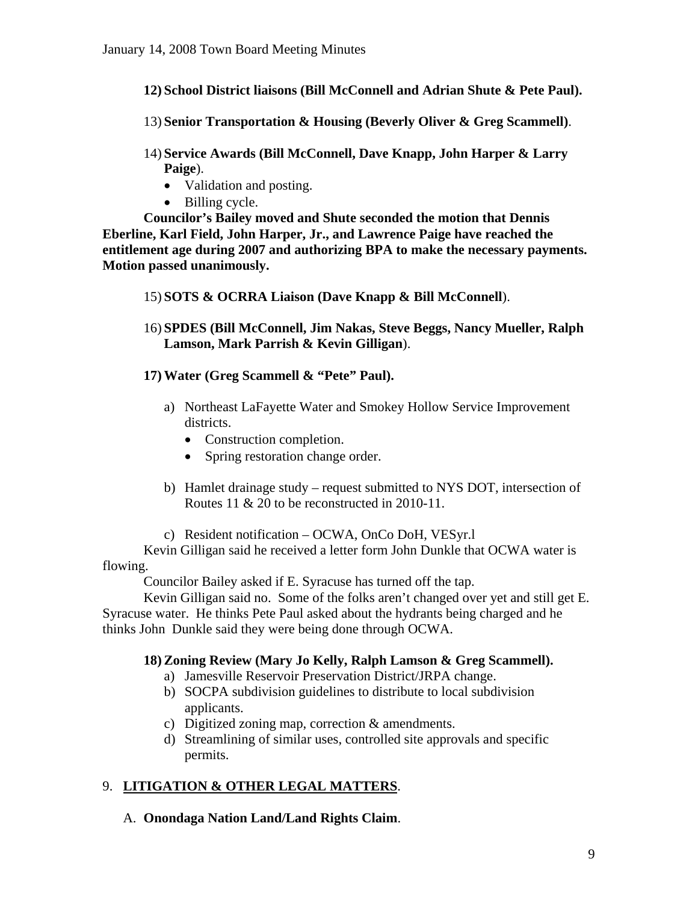**12) School District liaisons (Bill McConnell and Adrian Shute & Pete Paul).**

13) **Senior Transportation & Housing (Beverly Oliver & Greg Scammell)**.

14) **Service Awards (Bill McConnell, Dave Knapp, John Harper & Larry Paige**).

- Validation and posting.
- Billing cycle.

**Councilor's Bailey moved and Shute seconded the motion that Dennis Eberline, Karl Field, John Harper, Jr., and Lawrence Paige have reached the entitlement age during 2007 and authorizing BPA to make the necessary payments. Motion passed unanimously.**

15) **SOTS & OCRRA Liaison (Dave Knapp & Bill McConnell**).

16) **SPDES (Bill McConnell, Jim Nakas, Steve Beggs, Nancy Mueller, Ralph Lamson, Mark Parrish & Kevin Gilligan**).

**17) Water (Greg Scammell & "Pete" Paul).**

a) Northeast LaFayette Water and Smokey Hollow Service Improvement districts.
   - Construction completion.
   - Spring restoration change order.

b) Hamlet drainage study – request submitted to NYS DOT, intersection of Routes 11 & 20 to be reconstructed in 2010-11.

c) Resident notification – OCWA, OnCo DoH, VESyr.l

Kevin Gilligan said he received a letter form John Dunkle that OCWA water is flowing.

Councilor Bailey asked if E. Syracuse has turned off the tap.

Kevin Gilligan said no. Some of the folks aren't changed over yet and still get E. Syracuse water. He thinks Pete Paul asked about the hydrants being charged and he thinks John Dunkle said they were being done through OCWA.

**18) Zoning Review (Mary Jo Kelly, Ralph Lamson & Greg Scammell).**

a) Jamesville Reservoir Preservation District/JRPA change.
b) SOCPA subdivision guidelines to distribute to local subdivision applicants.
c) Digitized zoning map, correction & amendments.
d) Streamlining of similar uses, controlled site approvals and specific permits.

## 9. LITIGATION & OTHER LEGAL MATTERS.

A. **Onondaga Nation Land/Land Rights Claim**.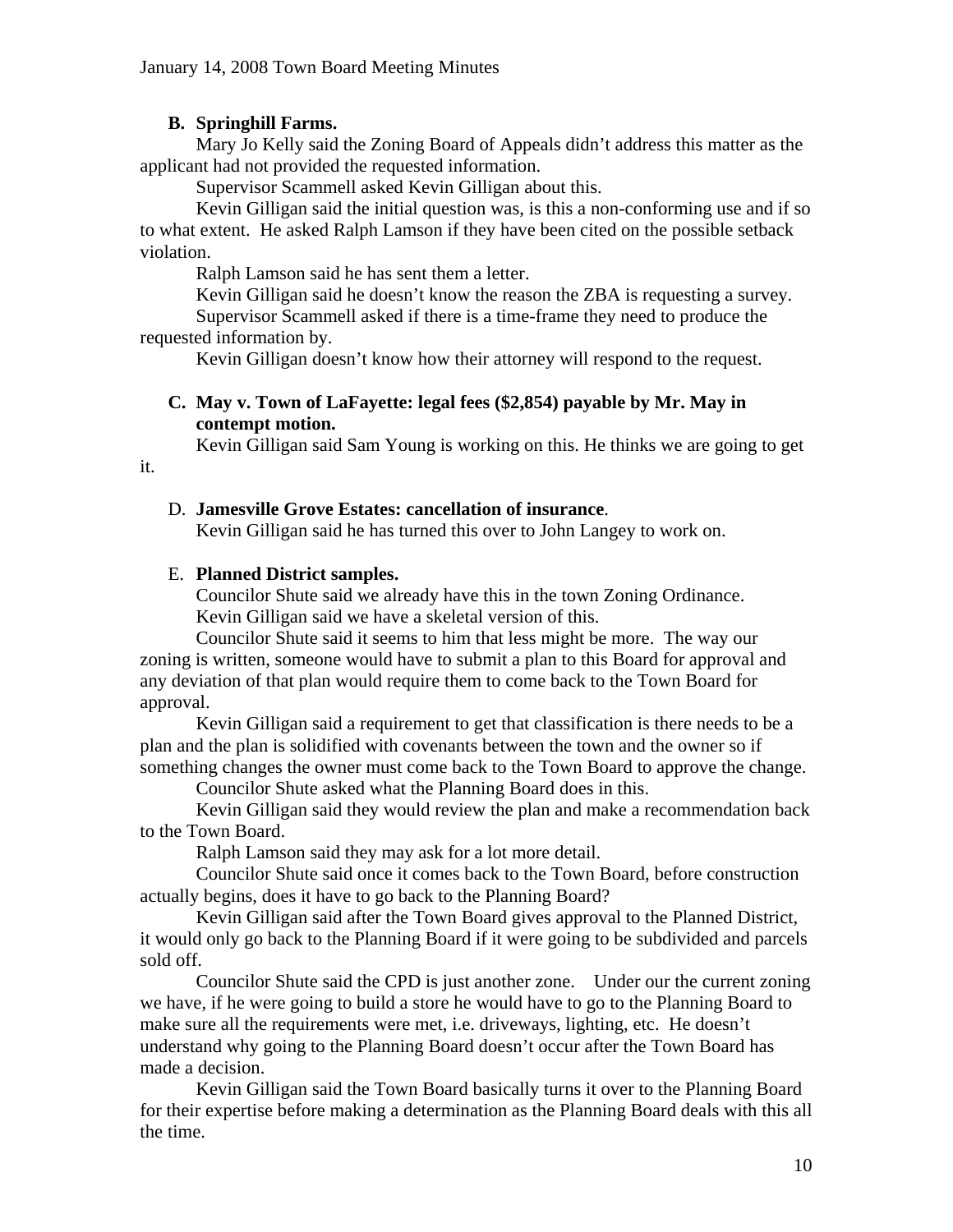**B. Springhill Farms.**

Mary Jo Kelly said the Zoning Board of Appeals didn't address this matter as the applicant had not provided the requested information.

Supervisor Scammell asked Kevin Gilligan about this.

Kevin Gilligan said the initial question was, is this a non-conforming use and if so to what extent. He asked Ralph Lamson if they have been cited on the possible setback violation.

Ralph Lamson said he has sent them a letter.

Kevin Gilligan said he doesn't know the reason the ZBA is requesting a survey.

Supervisor Scammell asked if there is a time-frame they need to produce the requested information by.

Kevin Gilligan doesn't know how their attorney will respond to the request.

**C. May v. Town of LaFayette: legal fees ($2,854) payable by Mr. May in contempt motion.**

Kevin Gilligan said Sam Young is working on this. He thinks we are going to get it.

D. **Jamesville Grove Estates: cancellation of insurance**.

Kevin Gilligan said he has turned this over to John Langey to work on.

E. **Planned District samples.**

Councilor Shute said we already have this in the town Zoning Ordinance.

Kevin Gilligan said we have a skeletal version of this.

Councilor Shute said it seems to him that less might be more. The way our zoning is written, someone would have to submit a plan to this Board for approval and any deviation of that plan would require them to come back to the Town Board for approval.

Kevin Gilligan said a requirement to get that classification is there needs to be a plan and the plan is solidified with covenants between the town and the owner so if something changes the owner must come back to the Town Board to approve the change.

Councilor Shute asked what the Planning Board does in this.

Kevin Gilligan said they would review the plan and make a recommendation back to the Town Board.

Ralph Lamson said they may ask for a lot more detail.

Councilor Shute said once it comes back to the Town Board, before construction actually begins, does it have to go back to the Planning Board?

Kevin Gilligan said after the Town Board gives approval to the Planned District, it would only go back to the Planning Board if it were going to be subdivided and parcels sold off.

Councilor Shute said the CPD is just another zone. Under our the current zoning we have, if he were going to build a store he would have to go to the Planning Board to make sure all the requirements were met, i.e. driveways, lighting, etc. He doesn't understand why going to the Planning Board doesn't occur after the Town Board has made a decision.

Kevin Gilligan said the Town Board basically turns it over to the Planning Board for their expertise before making a determination as the Planning Board deals with this all the time.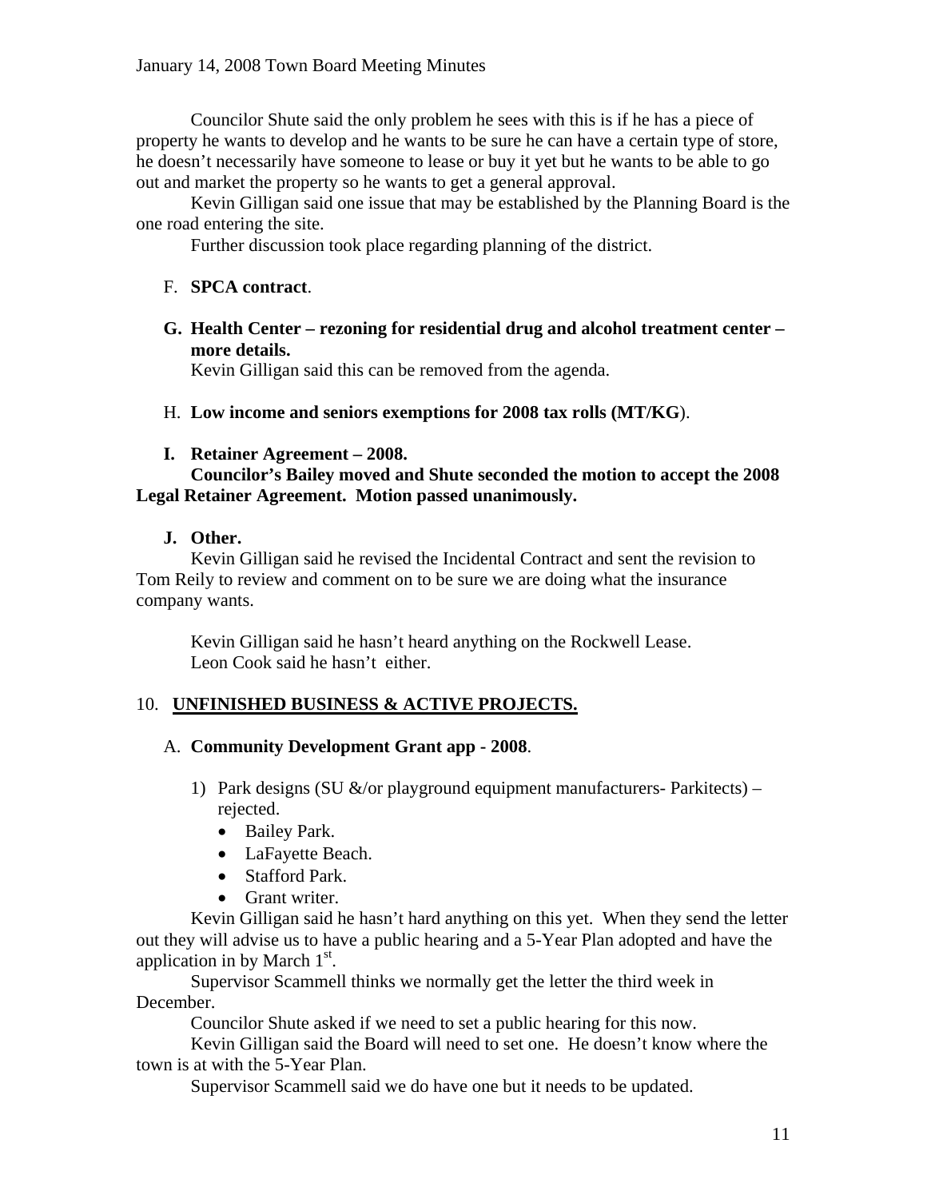Councilor Shute said the only problem he sees with this is if he has a piece of property he wants to develop and he wants to be sure he can have a certain type of store, he doesn't necessarily have someone to lease or buy it yet but he wants to be able to go out and market the property so he wants to get a general approval.

Kevin Gilligan said one issue that may be established by the Planning Board is the one road entering the site.

Further discussion took place regarding planning of the district.

F. **SPCA contract**.

**G. Health Center – rezoning for residential drug and alcohol treatment center – more details.**

Kevin Gilligan said this can be removed from the agenda.

H. **Low income and seniors exemptions for 2008 tax rolls (MT/KG**).

**I. Retainer Agreement – 2008.**

**Councilor's Bailey moved and Shute seconded the motion to accept the 2008 Legal Retainer Agreement. Motion passed unanimously.**

**J. Other.**

Kevin Gilligan said he revised the Incidental Contract and sent the revision to Tom Reily to review and comment on to be sure we are doing what the insurance company wants.

Kevin Gilligan said he hasn't heard anything on the Rockwell Lease.
Leon Cook said he hasn't either.

10. **UNFINISHED BUSINESS & ACTIVE PROJECTS.**

A. **Community Development Grant app - 2008**.

1) Park designs (SU &/or playground equipment manufacturers- Parkitects) – rejected.
   - Bailey Park.
   - LaFayette Beach.
   - Stafford Park.
   - Grant writer.

Kevin Gilligan said he hasn't hard anything on this yet. When they send the letter out they will advise us to have a public hearing and a 5-Year Plan adopted and have the application in by March 1st.

Supervisor Scammell thinks we normally get the letter the third week in December.

Councilor Shute asked if we need to set a public hearing for this now.

Kevin Gilligan said the Board will need to set one. He doesn't know where the town is at with the 5-Year Plan.

Supervisor Scammell said we do have one but it needs to be updated.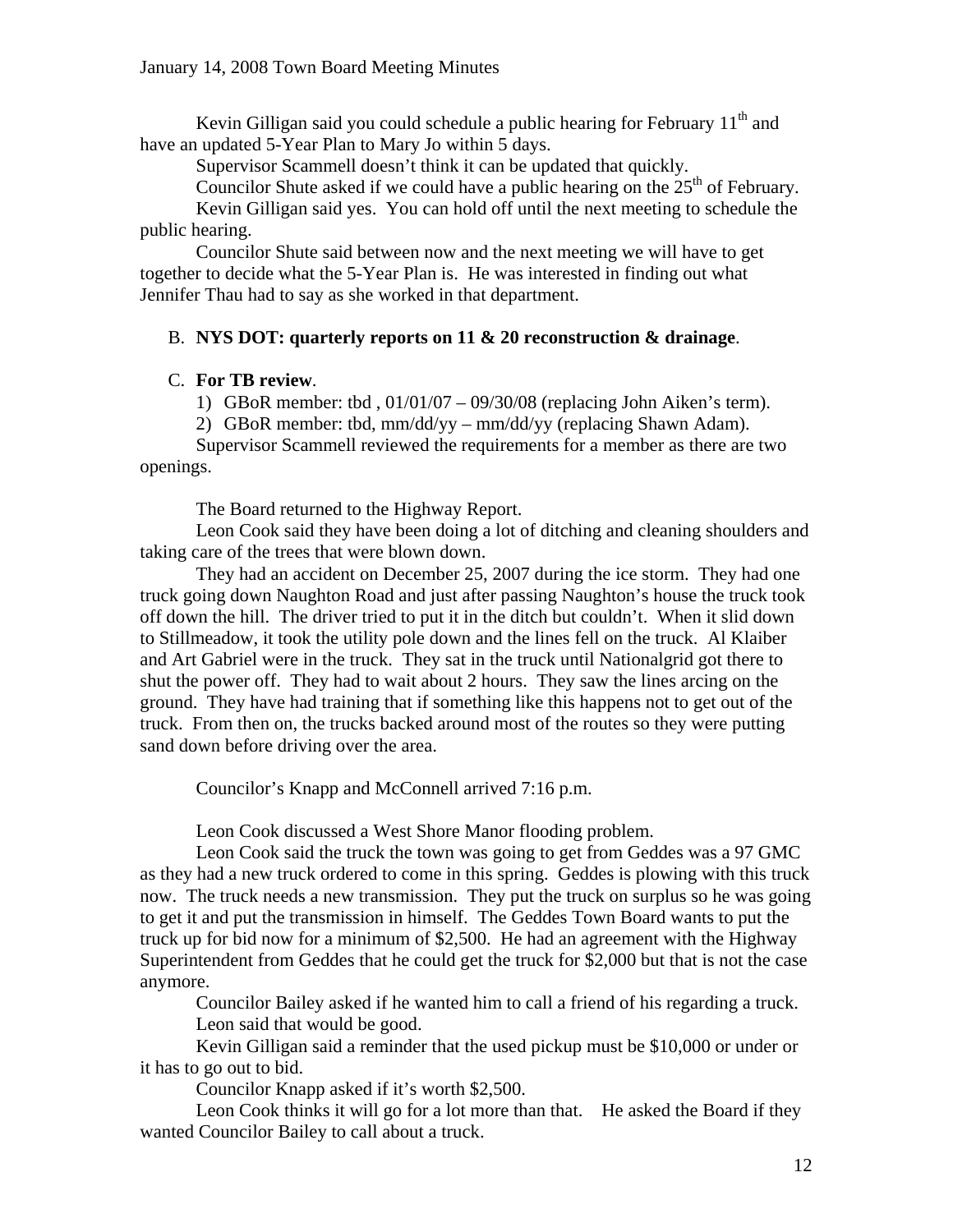Kevin Gilligan said you could schedule a public hearing for February 11th and have an updated 5-Year Plan to Mary Jo within 5 days.

Supervisor Scammell doesn't think it can be updated that quickly.

Councilor Shute asked if we could have a public hearing on the 25th of February.

Kevin Gilligan said yes. You can hold off until the next meeting to schedule the public hearing.

Councilor Shute said between now and the next meeting we will have to get together to decide what the 5-Year Plan is. He was interested in finding out what Jennifer Thau had to say as she worked in that department.

B. **NYS DOT: quarterly reports on 11 & 20 reconstruction & drainage**.

C. **For TB review**.

1) GBoR member: tbd , 01/01/07 – 09/30/08 (replacing John Aiken's term).

2) GBoR member: tbd, mm/dd/yy – mm/dd/yy (replacing Shawn Adam).

Supervisor Scammell reviewed the requirements for a member as there are two openings.

The Board returned to the Highway Report.

Leon Cook said they have been doing a lot of ditching and cleaning shoulders and taking care of the trees that were blown down.

They had an accident on December 25, 2007 during the ice storm. They had one truck going down Naughton Road and just after passing Naughton's house the truck took off down the hill. The driver tried to put it in the ditch but couldn't. When it slid down to Stillmeadow, it took the utility pole down and the lines fell on the truck. Al Klaiber and Art Gabriel were in the truck. They sat in the truck until Nationalgrid got there to shut the power off. They had to wait about 2 hours. They saw the lines arcing on the ground. They have had training that if something like this happens not to get out of the truck. From then on, the trucks backed around most of the routes so they were putting sand down before driving over the area.

Councilor's Knapp and McConnell arrived 7:16 p.m.

Leon Cook discussed a West Shore Manor flooding problem.

Leon Cook said the truck the town was going to get from Geddes was a 97 GMC as they had a new truck ordered to come in this spring. Geddes is plowing with this truck now. The truck needs a new transmission. They put the truck on surplus so he was going to get it and put the transmission in himself. The Geddes Town Board wants to put the truck up for bid now for a minimum of $2,500. He had an agreement with the Highway Superintendent from Geddes that he could get the truck for $2,000 but that is not the case anymore.

Councilor Bailey asked if he wanted him to call a friend of his regarding a truck.

Leon said that would be good.

Kevin Gilligan said a reminder that the used pickup must be $10,000 or under or it has to go out to bid.

Councilor Knapp asked if it's worth $2,500.

Leon Cook thinks it will go for a lot more than that. He asked the Board if they wanted Councilor Bailey to call about a truck.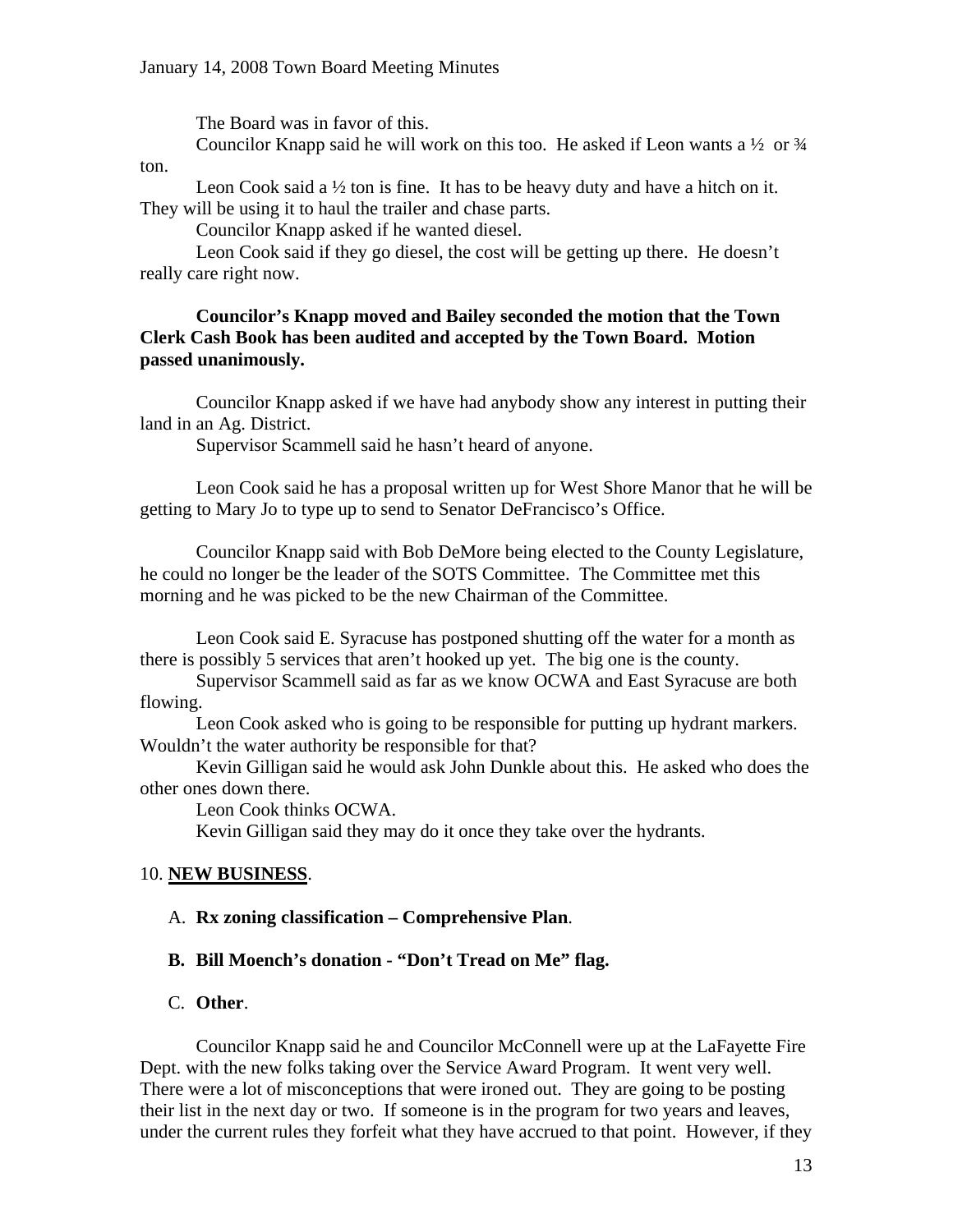The Board was in favor of this.

Councilor Knapp said he will work on this too. He asked if Leon wants a ½ or ¾ ton.

Leon Cook said a ½ ton is fine. It has to be heavy duty and have a hitch on it. They will be using it to haul the trailer and chase parts.

Councilor Knapp asked if he wanted diesel.

Leon Cook said if they go diesel, the cost will be getting up there. He doesn't really care right now.

**Councilor's Knapp moved and Bailey seconded the motion that the Town Clerk Cash Book has been audited and accepted by the Town Board. Motion passed unanimously.**

Councilor Knapp asked if we have had anybody show any interest in putting their land in an Ag. District.

Supervisor Scammell said he hasn't heard of anyone.

Leon Cook said he has a proposal written up for West Shore Manor that he will be getting to Mary Jo to type up to send to Senator DeFrancisco's Office.

Councilor Knapp said with Bob DeMore being elected to the County Legislature, he could no longer be the leader of the SOTS Committee. The Committee met this morning and he was picked to be the new Chairman of the Committee.

Leon Cook said E. Syracuse has postponed shutting off the water for a month as there is possibly 5 services that aren't hooked up yet. The big one is the county.

Supervisor Scammell said as far as we know OCWA and East Syracuse are both flowing.

Leon Cook asked who is going to be responsible for putting up hydrant markers. Wouldn't the water authority be responsible for that?

Kevin Gilligan said he would ask John Dunkle about this. He asked who does the other ones down there.

Leon Cook thinks OCWA.

Kevin Gilligan said they may do it once they take over the hydrants.

10. **NEW BUSINESS**.

A. **Rx zoning classification – Comprehensive Plan**.

**B. Bill Moench's donation - "Don't Tread on Me" flag.**

C. **Other**.

Councilor Knapp said he and Councilor McConnell were up at the LaFayette Fire Dept. with the new folks taking over the Service Award Program. It went very well. There were a lot of misconceptions that were ironed out. They are going to be posting their list in the next day or two. If someone is in the program for two years and leaves, under the current rules they forfeit what they have accrued to that point. However, if they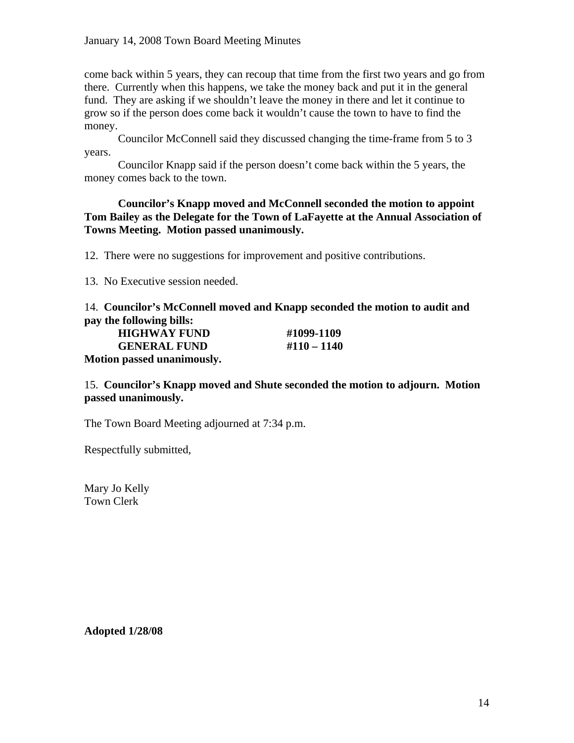come back within 5 years, they can recoup that time from the first two years and go from there. Currently when this happens, we take the money back and put it in the general fund. They are asking if we shouldn't leave the money in there and let it continue to grow so if the person does come back it wouldn't cause the town to have to find the money.

Councilor McConnell said they discussed changing the time-frame from 5 to 3 years.

Councilor Knapp said if the person doesn't come back within the 5 years, the money comes back to the town.

**Councilor's Knapp moved and McConnell seconded the motion to appoint Tom Bailey as the Delegate for the Town of LaFayette at the Annual Association of Towns Meeting. Motion passed unanimously.**

12. There were no suggestions for improvement and positive contributions.

13. No Executive session needed.

14. **Councilor's McConnell moved and Knapp seconded the motion to audit and pay the following bills:**

| | |
|---|---|
| **HIGHWAY FUND** | **#1099-1109** |
| **GENERAL FUND** | **#110 – 1140** |

**Motion passed unanimously.**

15. **Councilor's Knapp moved and Shute seconded the motion to adjourn. Motion passed unanimously.**

The Town Board Meeting adjourned at 7:34 p.m.

Respectfully submitted,

Mary Jo Kelly
Town Clerk

**Adopted 1/28/08**